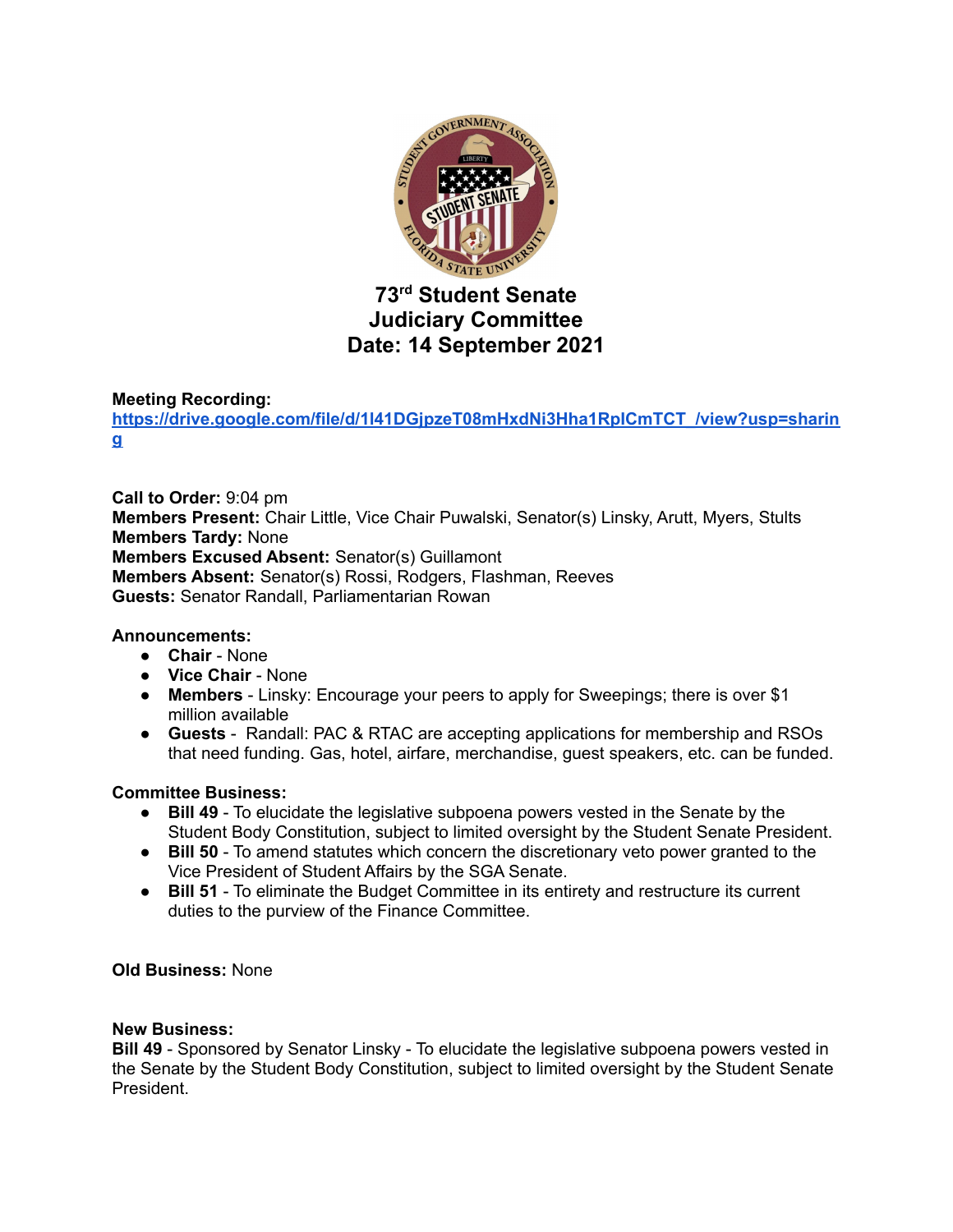# 73rd Student Senate
# Judiciary Committee
# Date: 14 September 2021

**Meeting Recording:**
[https://drive.google.com/file/d/1l41DGjpzeT08mHxdNi3Hha1RplCmTCT_/view?usp=sharing](https://drive.google.com/file/d/1l41DGjpzeT08mHxdNi3Hha1RplCmTCT_/view?usp=sharing)

**Call to Order:** 9:04 pm
**Members Present:** Chair Little, Vice Chair Puwalski, Senator(s) Linsky, Arutt, Myers, Stults
**Members Tardy:** None
**Members Excused Absent:** Senator(s) Guillamont
**Members Absent:** Senator(s) Rossi, Rodgers, Flashman, Reeves
**Guests:** Senator Randall, Parliamentarian Rowan

**Announcements:**

- **Chair** - None
- **Vice Chair** - None
- **Members** - Linsky: Encourage your peers to apply for Sweepings; there is over $1 million available
- **Guests** - Randall: PAC & RTAC are accepting applications for membership and RSOs that need funding. Gas, hotel, airfare, merchandise, guest speakers, etc. can be funded.

**Committee Business:**

- **Bill 49** - To elucidate the legislative subpoena powers vested in the Senate by the Student Body Constitution, subject to limited oversight by the Student Senate President.
- **Bill 50** - To amend statutes which concern the discretionary veto power granted to the Vice President of Student Affairs by the SGA Senate.
- **Bill 51** - To eliminate the Budget Committee in its entirety and restructure its current duties to the purview of the Finance Committee.

**Old Business:** None

**New Business:**
**Bill 49** - Sponsored by Senator Linsky - To elucidate the legislative subpoena powers vested in the Senate by the Student Body Constitution, subject to limited oversight by the Student Senate President.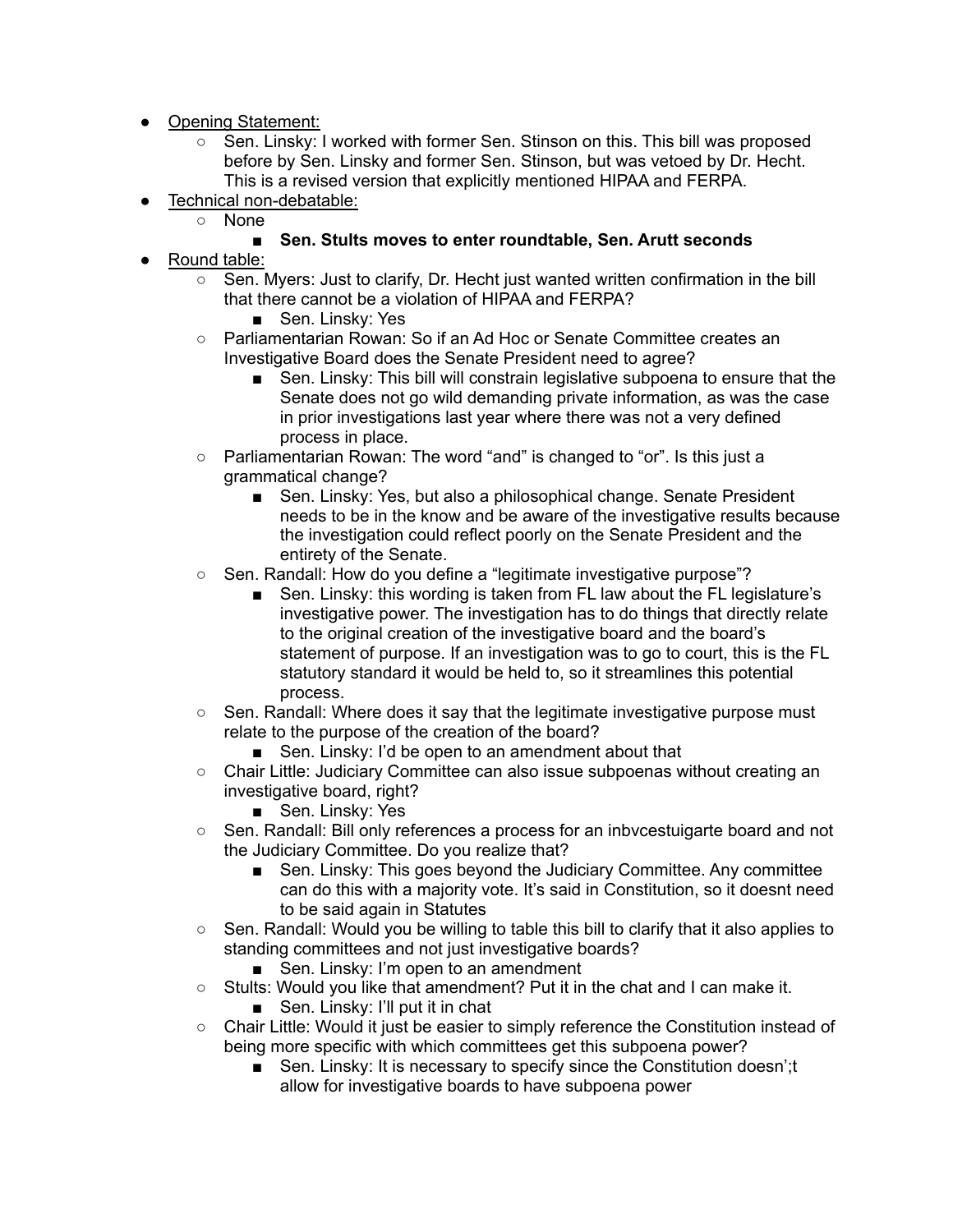- Opening Statement:
  - Sen. Linsky: I worked with former Sen. Stinson on this. This bill was proposed before by Sen. Linsky and former Sen. Stinson, but was vetoed by Dr. Hecht. This is a revised version that explicitly mentioned HIPAA and FERPA.
- Technical non-debatable:
  - None
    - **Sen. Stults moves to enter roundtable, Sen. Arutt seconds**
- Round table:
  - Sen. Myers: Just to clarify, Dr. Hecht just wanted written confirmation in the bill that there cannot be a violation of HIPAA and FERPA?
    - Sen. Linsky: Yes
  - Parliamentarian Rowan: So if an Ad Hoc or Senate Committee creates an Investigative Board does the Senate President need to agree?
    - Sen. Linsky: This bill will constrain legislative subpoena to ensure that the Senate does not go wild demanding private information, as was the case in prior investigations last year where there was not a very defined process in place.
  - Parliamentarian Rowan: The word "and" is changed to "or". Is this just a grammatical change?
    - Sen. Linsky: Yes, but also a philosophical change. Senate President needs to be in the know and be aware of the investigative results because the investigation could reflect poorly on the Senate President and the entirety of the Senate.
  - Sen. Randall: How do you define a "legitimate investigative purpose"?
    - Sen. Linsky: this wording is taken from FL law about the FL legislature's investigative power. The investigation has to do things that directly relate to the original creation of the investigative board and the board's statement of purpose. If an investigation was to go to court, this is the FL statutory standard it would be held to, so it streamlines this potential process.
  - Sen. Randall: Where does it say that the legitimate investigative purpose must relate to the purpose of the creation of the board?
    - Sen. Linsky: I'd be open to an amendment about that
  - Chair Little: Judiciary Committee can also issue subpoenas without creating an investigative board, right?
    - Sen. Linsky: Yes
  - Sen. Randall: Bill only references a process for an inbvcestuigarte board and not the Judiciary Committee. Do you realize that?
    - Sen. Linsky: This goes beyond the Judiciary Committee. Any committee can do this with a majority vote. It's said in Constitution, so it doesnt need to be said again in Statutes
  - Sen. Randall: Would you be willing to table this bill to clarify that it also applies to standing committees and not just investigative boards?
    - Sen. Linsky: I'm open to an amendment
  - Stults: Would you like that amendment? Put it in the chat and I can make it.
    - Sen. Linsky: I'll put it in chat
  - Chair Little: Would it just be easier to simply reference the Constitution instead of being more specific with which committees get this subpoena power?
    - Sen. Linsky: It is necessary to specify since the Constitution doesn';t allow for investigative boards to have subpoena power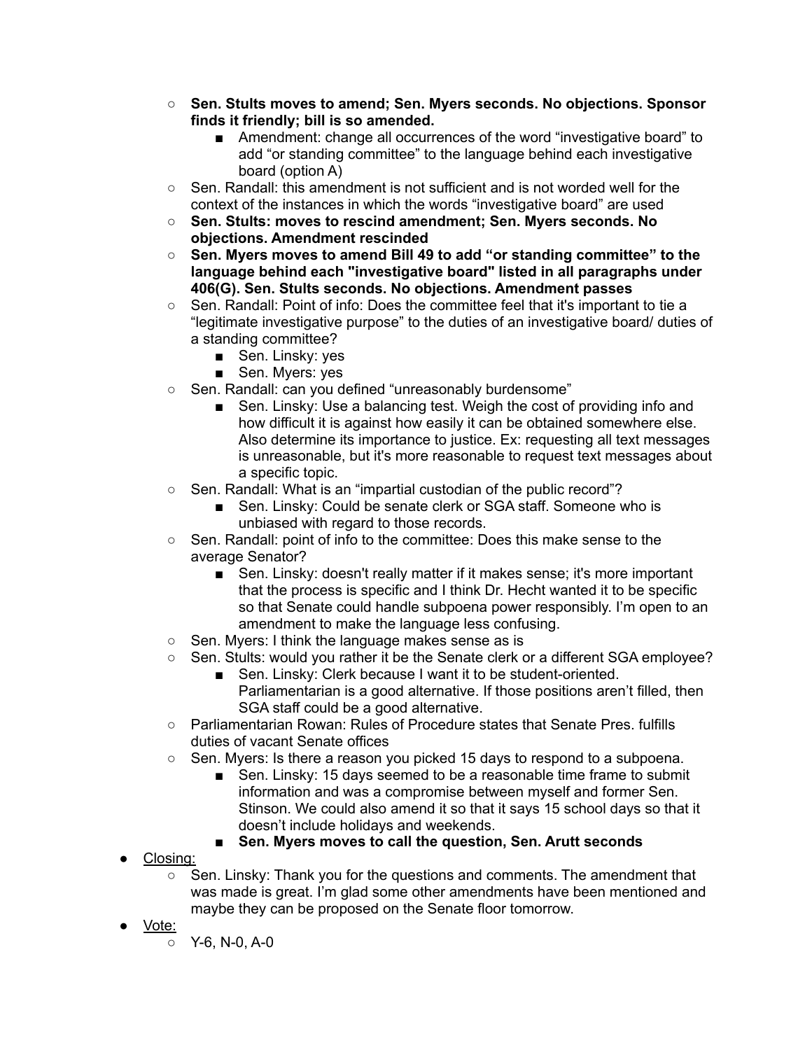- **Sen. Stults moves to amend; Sen. Myers seconds. No objections. Sponsor finds it friendly; bill is so amended.**
    - Amendment: change all occurrences of the word “investigative board” to add “or standing committee” to the language behind each investigative board (option A)
- Sen. Randall: this amendment is not sufficient and is not worded well for the context of the instances in which the words “investigative board” are used
- **Sen. Stults: moves to rescind amendment; Sen. Myers seconds. No objections. Amendment rescinded**
- **Sen. Myers moves to amend Bill 49 to add “or standing committee” to the language behind each "investigative board" listed in all paragraphs under 406(G). Sen. Stults seconds. No objections. Amendment passes**
- Sen. Randall: Point of info: Does the committee feel that it's important to tie a “legitimate investigative purpose” to the duties of an investigative board/ duties of a standing committee?
    - Sen. Linsky: yes
    - Sen. Myers: yes
- Sen. Randall: can you defined “unreasonably burdensome”
    - Sen. Linsky: Use a balancing test. Weigh the cost of providing info and how difficult it is against how easily it can be obtained somewhere else. Also determine its importance to justice. Ex: requesting all text messages is unreasonable, but it's more reasonable to request text messages about a specific topic.
- Sen. Randall: What is an “impartial custodian of the public record”?
    - Sen. Linsky: Could be senate clerk or SGA staff. Someone who is unbiased with regard to those records.
- Sen. Randall: point of info to the committee: Does this make sense to the average Senator?
    - Sen. Linsky: doesn't really matter if it makes sense; it's more important that the process is specific and I think Dr. Hecht wanted it to be specific so that Senate could handle subpoena power responsibly. I’m open to an amendment to make the language less confusing.
- Sen. Myers: I think the language makes sense as is
- Sen. Stults: would you rather it be the Senate clerk or a different SGA employee?
    - Sen. Linsky: Clerk because I want it to be student-oriented. Parliamentarian is a good alternative. If those positions aren’t filled, then SGA staff could be a good alternative.
- Parliamentarian Rowan: Rules of Procedure states that Senate Pres. fulfills duties of vacant Senate offices
- Sen. Myers: Is there a reason you picked 15 days to respond to a subpoena.
    - Sen. Linsky: 15 days seemed to be a reasonable time frame to submit information and was a compromise between myself and former Sen. Stinson. We could also amend it so that it says 15 school days so that it doesn’t include holidays and weekends.
    - **Sen. Myers moves to call the question, Sen. Arutt seconds**

- <u>Closing:</u>
    - Sen. Linsky: Thank you for the questions and comments. The amendment that was made is great. I’m glad some other amendments have been mentioned and maybe they can be proposed on the Senate floor tomorrow.
- <u>Vote:</u>
    - Y-6, N-0, A-0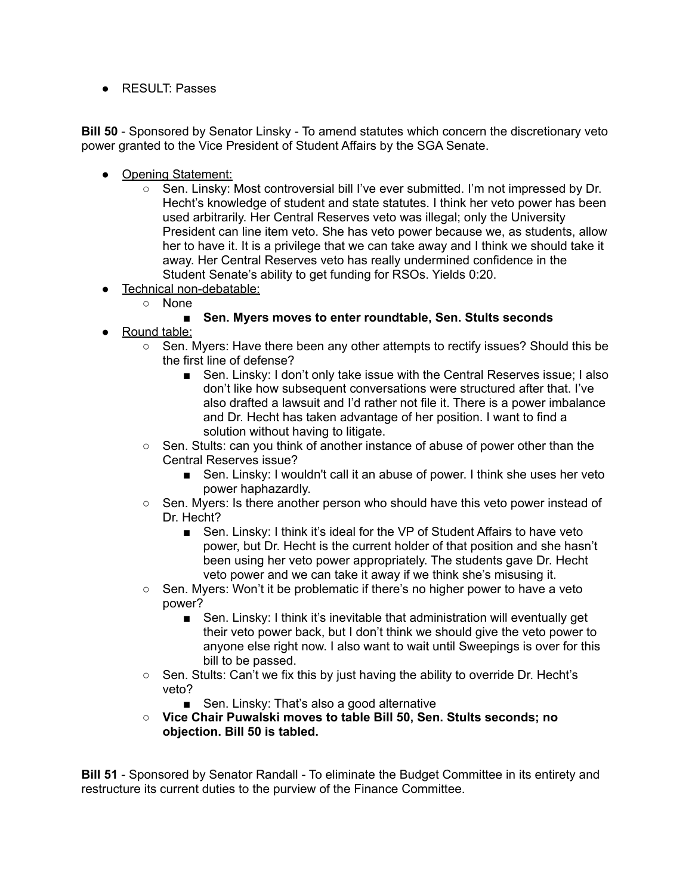- RESULT: Passes

**Bill 50** - Sponsored by Senator Linsky - To amend statutes which concern the discretionary veto power granted to the Vice President of Student Affairs by the SGA Senate.

- Opening Statement:
  - Sen. Linsky: Most controversial bill I've ever submitted. I'm not impressed by Dr. Hecht's knowledge of student and state statutes. I think her veto power has been used arbitrarily. Her Central Reserves veto was illegal; only the University President can line item veto. She has veto power because we, as students, allow her to have it. It is a privilege that we can take away and I think we should take it away. Her Central Reserves veto has really undermined confidence in the Student Senate's ability to get funding for RSOs. Yields 0:20.
- Technical non-debatable:
  - None
    - **Sen. Myers moves to enter roundtable, Sen. Stults seconds**
- Round table:
  - Sen. Myers: Have there been any other attempts to rectify issues? Should this be the first line of defense?
    - Sen. Linsky: I don't only take issue with the Central Reserves issue; I also don't like how subsequent conversations were structured after that. I've also drafted a lawsuit and I'd rather not file it. There is a power imbalance and Dr. Hecht has taken advantage of her position. I want to find a solution without having to litigate.
  - Sen. Stults: can you think of another instance of abuse of power other than the Central Reserves issue?
    - Sen. Linsky: I wouldn't call it an abuse of power. I think she uses her veto power haphazardly.
  - Sen. Myers: Is there another person who should have this veto power instead of Dr. Hecht?
    - Sen. Linsky: I think it's ideal for the VP of Student Affairs to have veto power, but Dr. Hecht is the current holder of that position and she hasn't been using her veto power appropriately. The students gave Dr. Hecht veto power and we can take it away if we think she's misusing it.
  - Sen. Myers: Won't it be problematic if there's no higher power to have a veto power?
    - Sen. Linsky: I think it's inevitable that administration will eventually get their veto power back, but I don't think we should give the veto power to anyone else right now. I also want to wait until Sweepings is over for this bill to be passed.
  - Sen. Stults: Can't we fix this by just having the ability to override Dr. Hecht's veto?
    - Sen. Linsky: That's also a good alternative
  - **Vice Chair Puwalski moves to table Bill 50, Sen. Stults seconds; no objection. Bill 50 is tabled.**

**Bill 51** - Sponsored by Senator Randall - To eliminate the Budget Committee in its entirety and restructure its current duties to the purview of the Finance Committee.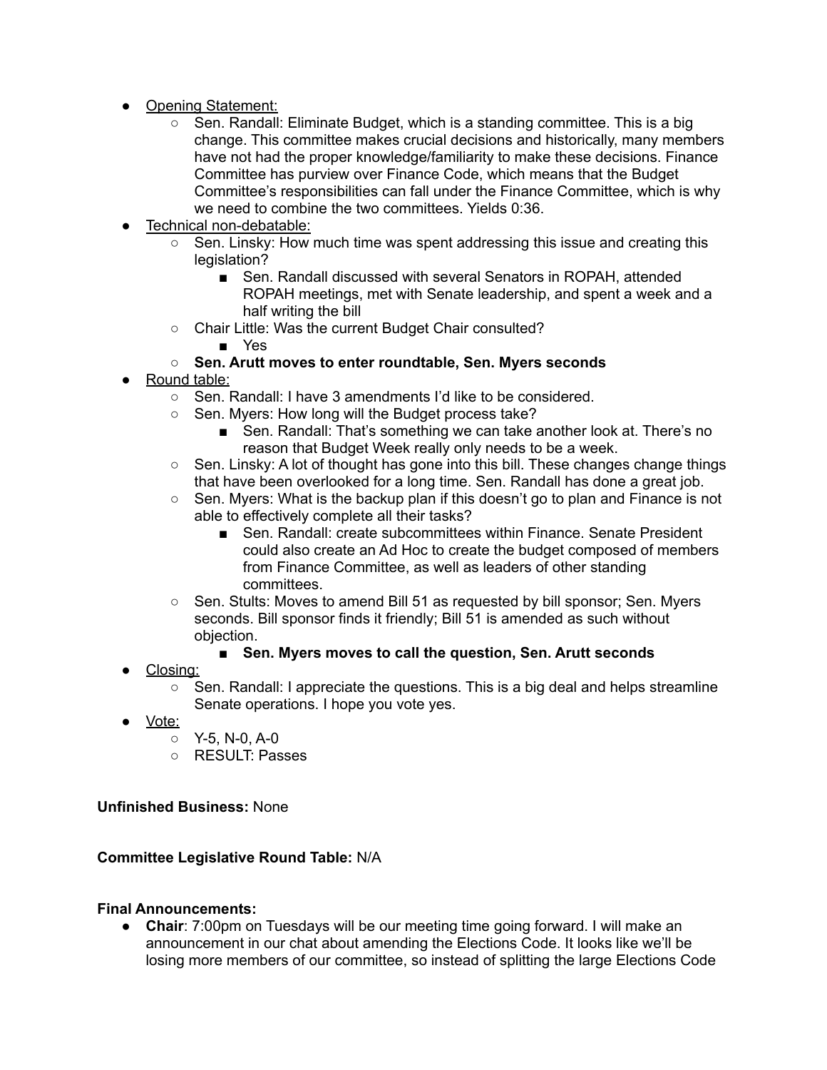- Opening Statement:
    - Sen. Randall: Eliminate Budget, which is a standing committee. This is a big change. This committee makes crucial decisions and historically, many members have not had the proper knowledge/familiarity to make these decisions. Finance Committee has purview over Finance Code, which means that the Budget Committee's responsibilities can fall under the Finance Committee, which is why we need to combine the two committees. Yields 0:36.
- Technical non-debatable:
    - Sen. Linsky: How much time was spent addressing this issue and creating this legislation?
        - Sen. Randall discussed with several Senators in ROPAH, attended ROPAH meetings, met with Senate leadership, and spent a week and a half writing the bill
    - Chair Little: Was the current Budget Chair consulted?
        - Yes
    - **Sen. Arutt moves to enter roundtable, Sen. Myers seconds**
- Round table:
    - Sen. Randall: I have 3 amendments I'd like to be considered.
    - Sen. Myers: How long will the Budget process take?
        - Sen. Randall: That's something we can take another look at. There's no reason that Budget Week really only needs to be a week.
    - Sen. Linsky: A lot of thought has gone into this bill. These changes change things that have been overlooked for a long time. Sen. Randall has done a great job.
    - Sen. Myers: What is the backup plan if this doesn't go to plan and Finance is not able to effectively complete all their tasks?
        - Sen. Randall: create subcommittees within Finance. Senate President could also create an Ad Hoc to create the budget composed of members from Finance Committee, as well as leaders of other standing committees.
    - Sen. Stults: Moves to amend Bill 51 as requested by bill sponsor; Sen. Myers seconds. Bill sponsor finds it friendly; Bill 51 is amended as such without objection.
        - **Sen. Myers moves to call the question, Sen. Arutt seconds**
- Closing:
    - Sen. Randall: I appreciate the questions. This is a big deal and helps streamline Senate operations. I hope you vote yes.
- Vote:
    - Y-5, N-0, A-0
    - RESULT: Passes

**Unfinished Business:** None

**Committee Legislative Round Table:** N/A

**Final Announcements:**

- **Chair**: 7:00pm on Tuesdays will be our meeting time going forward. I will make an announcement in our chat about amending the Elections Code. It looks like we'll be losing more members of our committee, so instead of splitting the large Elections Code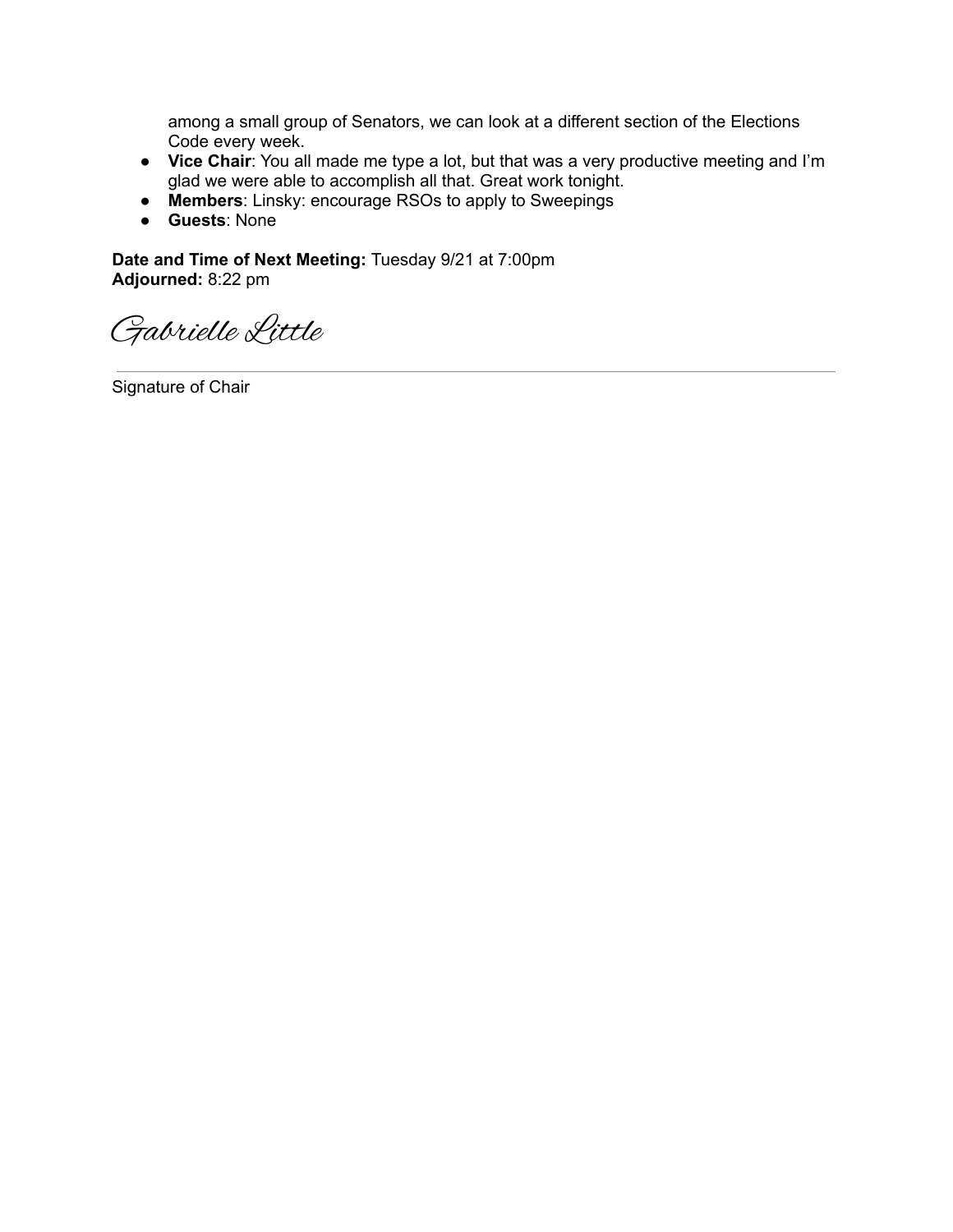among a small group of Senators, we can look at a different section of the Elections Code every week.

- **Vice Chair**: You all made me type a lot, but that was a very productive meeting and I'm glad we were able to accomplish all that. Great work tonight.
- **Members**: Linsky: encourage RSOs to apply to Sweepings
- **Guests**: None

**Date and Time of Next Meeting:** Tuesday 9/21 at 7:00pm
**Adjourned:** 8:22 pm

Gabrielle Little

Signature of Chair